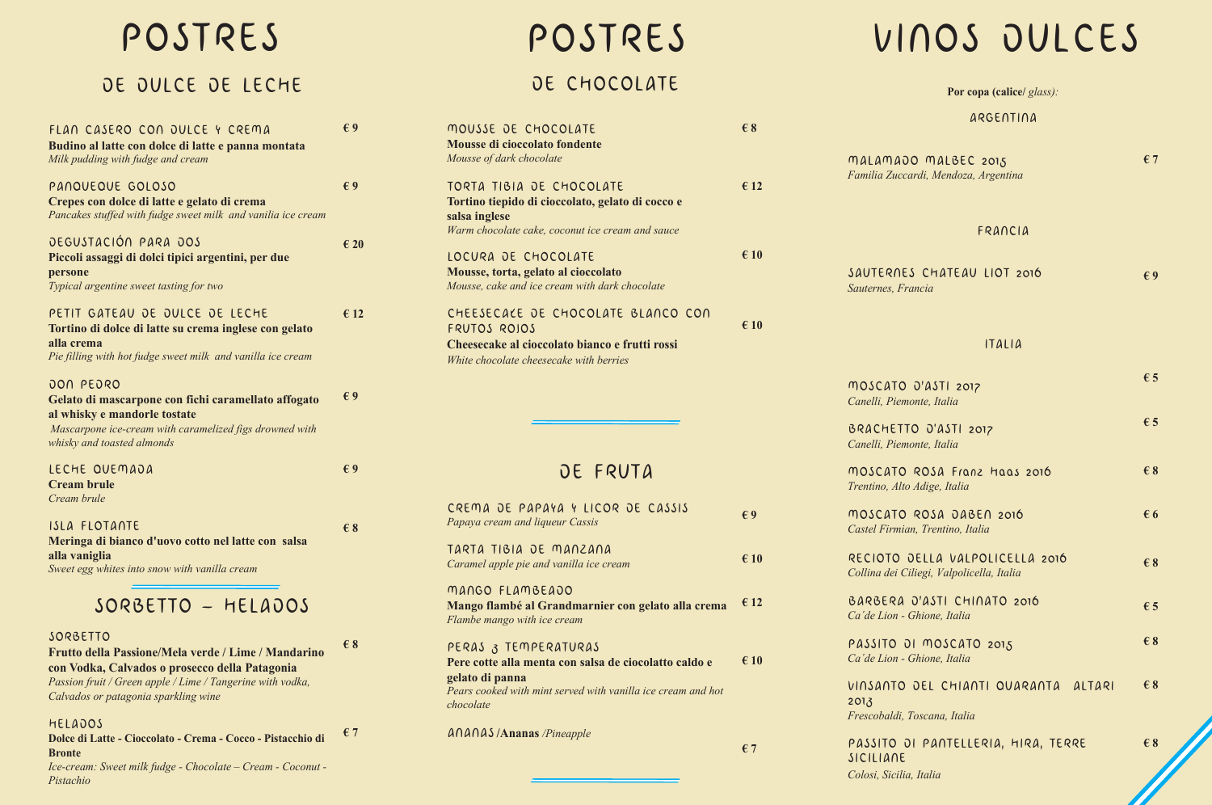# POSTRES

## DE DULCE DE LECHE

**FLAN CASERO CON DULCE Y CREMA** — € 9
**Budino al latte con dolce di latte e panna montata**
*Milk pudding with fudge and cream*

**PANQUEQUE GOLOSO** — € 9
**Crepes con dolce di latte e gelato di crema**
*Pancakes stuffed with fudge sweet milk and vanilia ice cream*

**DEGUSTACIÓN PARA DOS** — € 20
**Piccoli assaggi di dolci tipici argentini, per due persone**
*Typical argentine sweet tasting for two*

**PETIT GATEAU DE DULCE DE LECHE** — € 12
**Tortino di dolce di latte su crema inglese con gelato alla crema**
*Pie filling with hot fudge sweet milk and vanilla ice cream*

**DON PEDRO** — € 9
**Gelato di mascarpone con fichi caramellato affogato al whisky e mandorle tostate**
*Mascarpone ice-cream with caramelized figs drowned with whisky and toasted almonds*

**LECHE QUEMADA** — € 9
**Cream brule**
*Cream brule*

**ISLA FLOTANTE** — € 8
**Meringa di bianco d'uovo cotto nel latte con salsa alla vaniglia**
*Sweet egg whites into snow with vanilla cream*

## SORBETTO – HELADOS

**SORBETTO** — € 8
**Frutto della Passione/Mela verde / Lime / Mandarino con Vodka, Calvados o prosecco della Patagonia**
*Passion fruit / Green apple / Lime / Tangerine with vodka, Calvados or patagonia sparkling wine*

**HELADOS** — € 7
**Dolce di Latte - Cioccolato - Crema - Cocco - Pistacchio di Bronte**
*Ice-cream: Sweet milk fudge - Chocolate – Cream - Coconut - Pistachio*

# POSTRES

## DE CHOCOLATE

**MOUSSE DE CHOCOLATE** — € 8
**Mousse di cioccolato fondente**
*Mousse of dark chocolate*

**TORTA TIBIA DE CHOCOLATE** — € 12
**Tortino tiepido di cioccolato, gelato di cocco e salsa inglese**
*Warm chocolate cake, coconut ice cream and sauce*

**LOCURA DE CHOCOLATE** — € 10
**Mousse, torta, gelato al cioccolato**
*Mousse, cake and ice cream with dark chocolate*

**CHEESECAKE DE CHOCOLATE BLANCO CON FRUTOS ROJOS** — € 10
**Cheesecake al cioccolato bianco e frutti rossi**
*White chocolate cheesecake with berries*

## DE FRUTA

**CREMA DE PAPAYA Y LICOR DE CASSIS** — € 9
*Papaya cream and liqueur Cassis*

**TARTA TIBIA DE MANZANA** — € 10
*Caramel apple pie and vanilla ice cream*

**MANGO FLAMBEADO** — € 12
**Mango flambé al Grandmarnier con gelato alla crema**
*Flambe mango with ice cream*

**PERAS 3 TEMPERATURAS** — € 10
**Pere cotte alla menta con salsa de ciocolatto caldo e gelato di panna**
*Pears cooked with mint served with vanilla ice cream and hot chocolate*

**ANANAS / Ananas** */Pineapple* — € 7

# VINOS DULCES

**Por copa (calice/** *glass):*

### ARGENTINA

**MALAMADO MALBEC 2015** — € 7
*Familia Zuccardi, Mendoza, Argentina*

### FRANCIA

**SAUTERNES CHATEAU LIOT 2016** — € 9
*Sauternes, Francia*

### ITALIA

**MOSCATO D'ASTI 2017** — € 5
*Canelli, Piemonte, Italia*

**BRACHETTO D'ASTI 2017** — € 5
*Canelli, Piemonte, Italia*

**MOSCATO ROSA Franz Haas 2016** — € 8
*Trentino, Alto Adige, Italia*

**MOSCATO ROSA DABEN 2016** — € 6
*Castel Firmian, Trentino, Italia*

**RECIOTO DELLA VALPOLICELLA 2016** — € 8
*Collina dei Ciliegi, Valpolicella, Italia*

**BARBERA D'ASTI CHINATO 2016** — € 5
*Ca'de Lion - Ghione, Italia*

**PASSITO DI MOSCATO 2015** — € 8
*Ca'de Lion - Ghione, Italia*

**VINSANTO DEL CHIANTI QUARANTA ALTARI 2013** — € 8
*Frescobaldi, Toscana, Italia*

**PASSITO DI PANTELLERIA, HIRA, TERRE SICILIANE** — € 8
*Colosi, Sicilia, Italia*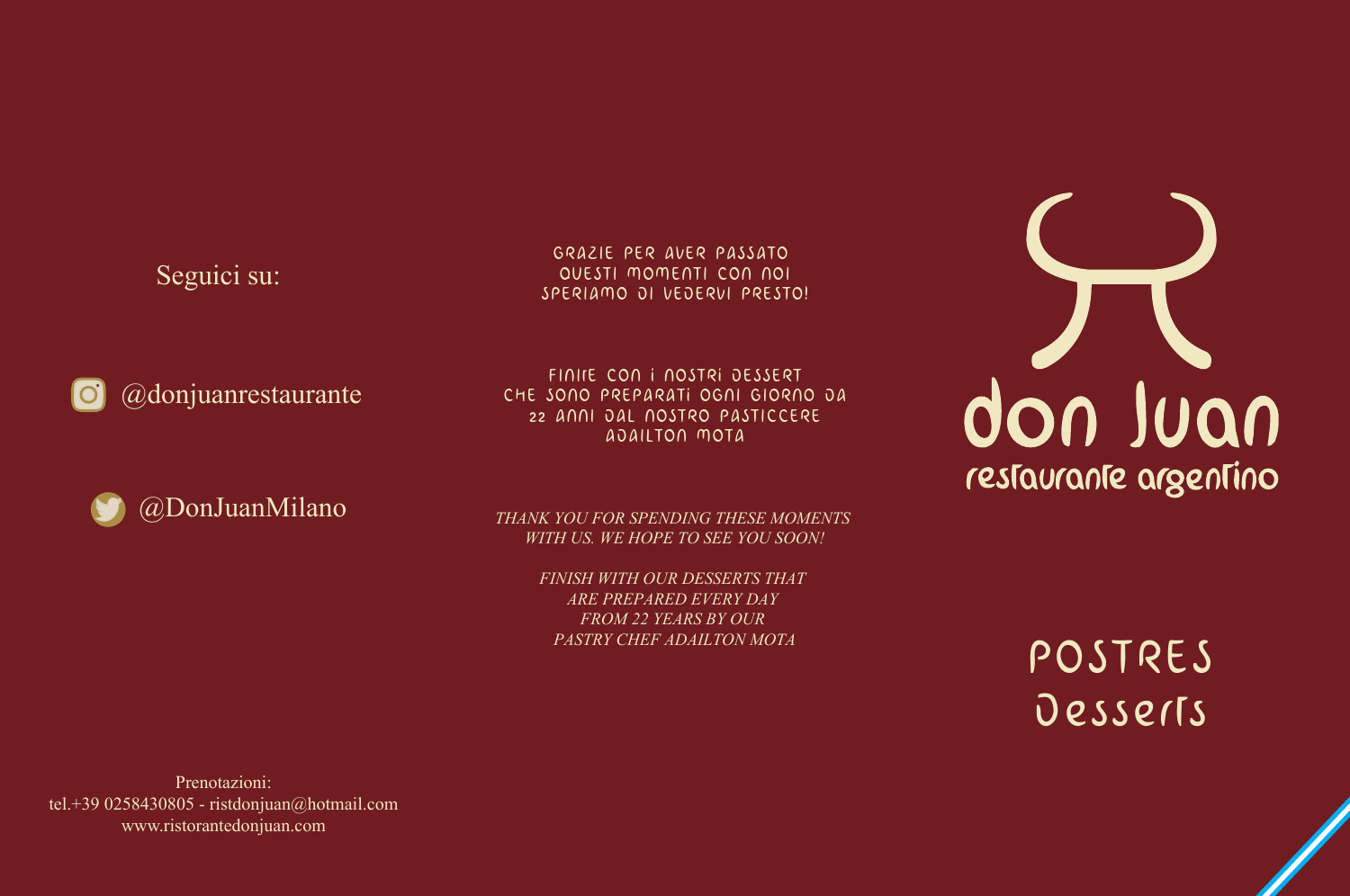Seguici su:

@donjuanrestaurante

@DonJuanMilano

Prenotazioni:
tel.+39 0258430805 - ristdonjuan@hotmail.com
www.ristorantedonjuan.com

GRAZIE PER AVER PASSATO
QUESTI MOMENTI CON NOI
SPERIAMO DI VEDERVI PRESTO!

FINIRE CON I NOSTRI DESSERT
CHE SONO PREPARATI OGNI GIORNO DA
22 ANNI DAL NOSTRO PASTICCERE
ADAILTON MOTA

*THANK YOU FOR SPENDING THESE MOMENTS
WITH US. WE HOPE TO SEE YOU SOON!*

*FINISH WITH OUR DESSERTS THAT
ARE PREPARED EVERY DAY
FROM 22 YEARS BY OUR
PASTRY CHEF ADAILTON MOTA*

# don Juan

## restaurante argentino

# POSTRES
# Desserts